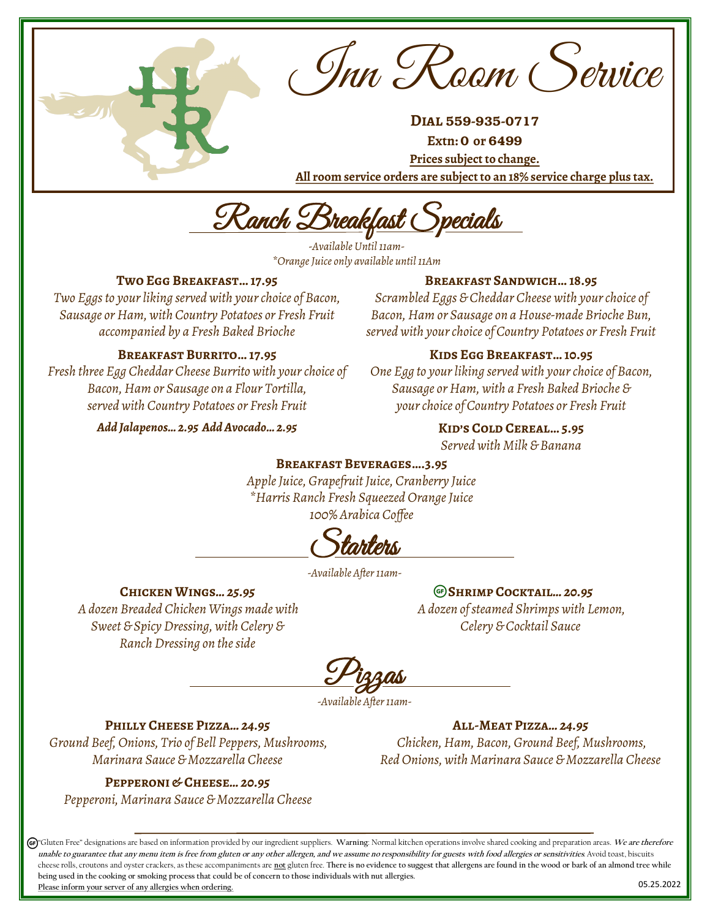# Inn Room Service

**Dial 559-935-0717**

**Extn: 0 or 6499**

**Prices subject to change.**

**All room service orders are subject to an 18% service charge plus tax.**

## Ranch Breakfast Specials

*-Available Until 11am-*
*\*Orange Juice only available until 11Am*

**Two Egg Breakfast… 17.95**
*Two Eggs to your liking served with your choice of Bacon, Sausage or Ham, with Country Potatoes or Fresh Fruit accompanied by a Fresh Baked Brioche*

**Breakfast Burrito… 17.95**
*Fresh three Egg Cheddar Cheese Burrito with your choice of Bacon, Ham or Sausage on a Flour Tortilla, served with Country Potatoes or Fresh Fruit*

***Add Jalapenos… 2.95 Add Avocado… 2.95***

**Breakfast Sandwich… 18.95**
*Scrambled Eggs & Cheddar Cheese with your choice of Bacon, Ham or Sausage on a House-made Brioche Bun, served with your choice of Country Potatoes or Fresh Fruit*

**Kids Egg Breakfast… 10.95**
*One Egg to your liking served with your choice of Bacon, Sausage or Ham, with a Fresh Baked Brioche & your choice of Country Potatoes or Fresh Fruit*

**Kid's Cold Cereal… 5.95**
*Served with Milk & Banana*

**Breakfast Beverages….3.95**
*Apple Juice, Grapefruit Juice, Cranberry Juice*
*\*Harris Ranch Fresh Squeezed Orange Juice*
*100% Arabica Coffee*

## Starters

*-Available After 11am-*

**Chicken Wings… 25.95**
*A dozen Breaded Chicken Wings made with Sweet & Spicy Dressing, with Celery & Ranch Dressing on the side*

**(GF) Shrimp Cocktail… 20.95**
*A dozen of steamed Shrimps with Lemon, Celery & Cocktail Sauce*

## Pizzas

*-Available After 11am-*

**Philly Cheese Pizza… 24.95**
*Ground Beef, Onions, Trio of Bell Peppers, Mushrooms, Marinara Sauce & Mozzarella Cheese*

**Pepperoni & Cheese… 20.95**
*Pepperoni, Marinara Sauce & Mozzarella Cheese*

**All-Meat Pizza… 24.95**
*Chicken, Ham, Bacon, Ground Beef, Mushrooms, Red Onions, with Marinara Sauce & Mozzarella Cheese*

---

(GF) "Gluten Free" designations are based on information provided by our ingredient suppliers. **Warning**: Normal kitchen operations involve shared cooking and preparation areas. ***We are therefore unable to guarantee that any menu item is free from gluten or any other allergen, and we assume no responsibility for guests with food allergies or sensitivities.*** Avoid toast, biscuits cheese rolls, croutons and oyster crackers, as these accompaniments are not gluten free. There is no evidence to suggest that allergens are found in the wood or bark of an almond tree while being used in the cooking or smoking process that could be of concern to those individuals with nut allergies.
Please inform your server of any allergies when ordering.

05.25.2022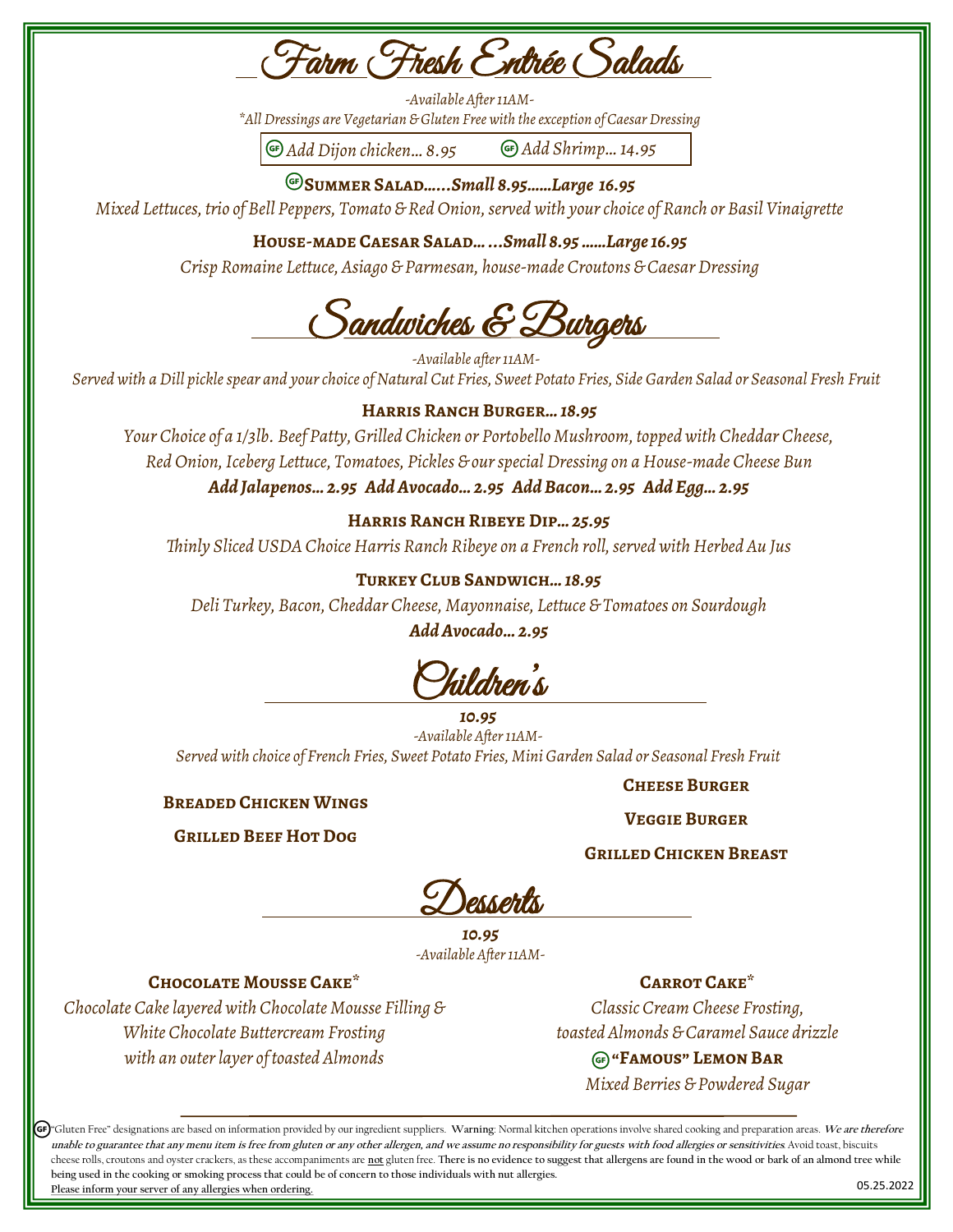# Farm Fresh Entrée Salads

*-Available After 11AM-*

*\*All Dressings are Vegetarian & Gluten Free with the exception of Caesar Dressing*

*(GF) Add Dijon chicken… 8.95* *(GF) Add Shrimp… 14.95*

**(GF) Summer Salad……*Small 8.95……Large 16.95***

*Mixed Lettuces, trio of Bell Peppers, Tomato & Red Onion, served with your choice of Ranch or Basil Vinaigrette*

**House-made Caesar Salad… …*Small 8.95 ……Large 16.95***

*Crisp Romaine Lettuce, Asiago & Parmesan, house-made Croutons & Caesar Dressing*

# Sandwiches & Burgers

*-Available after 11AM-*

*Served with a Dill pickle spear and your choice of Natural Cut Fries, Sweet Potato Fries, Side Garden Salad or Seasonal Fresh Fruit*

**Harris Ranch Burger… *18.95***

*Your Choice of a 1/3lb. Beef Patty, Grilled Chicken or Portobello Mushroom, topped with Cheddar Cheese, Red Onion, Iceberg Lettuce, Tomatoes, Pickles & our special Dressing on a House-made Cheese Bun*

***Add Jalapenos… 2.95 Add Avocado… 2.95 Add Bacon… 2.95 Add Egg… 2.95***

**Harris Ranch Ribeye Dip… *25.95***

*Thinly Sliced USDA Choice Harris Ranch Ribeye on a French roll, served with Herbed Au Jus*

**Turkey Club Sandwich… *18.95***

*Deli Turkey, Bacon, Cheddar Cheese, Mayonnaise, Lettuce & Tomatoes on Sourdough*

***Add Avocado… 2.95***

# Children's

***10.95***

*-Available After 11AM-*

*Served with choice of French Fries, Sweet Potato Fries, Mini Garden Salad or Seasonal Fresh Fruit*

**Breaded Chicken Wings**

**Grilled Beef Hot Dog**

**Cheese Burger**

**Veggie Burger**

**Grilled Chicken Breast**

# Desserts

***10.95***

*-Available After 11AM-*

**Chocolate Mousse Cake\***

*Chocolate Cake layered with Chocolate Mousse Filling & White Chocolate Buttercream Frosting with an outer layer of toasted Almonds*

**Carrot Cake\***

*Classic Cream Cheese Frosting, toasted Almonds & Caramel Sauce drizzle*

**(GF) "Famous" Lemon Bar**

*Mixed Berries & Powdered Sugar*

(GF) "Gluten Free" designations are based on information provided by our ingredient suppliers. **Warning**: Normal kitchen operations involve shared cooking and preparation areas. ***We are therefore unable to guarantee that any menu item is free from gluten or any other allergen, and we assume no responsibility for guests with food allergies or sensitivities.*** Avoid toast, biscuits cheese rolls, croutons and oyster crackers, as these accompaniments are **not** gluten free. **There is no evidence to suggest that allergens are found in the wood or bark of an almond tree while being used in the cooking or smoking process that could be of concern to those individuals with nut allergies.**

Please inform your server of any allergies when ordering.

05.25.2022